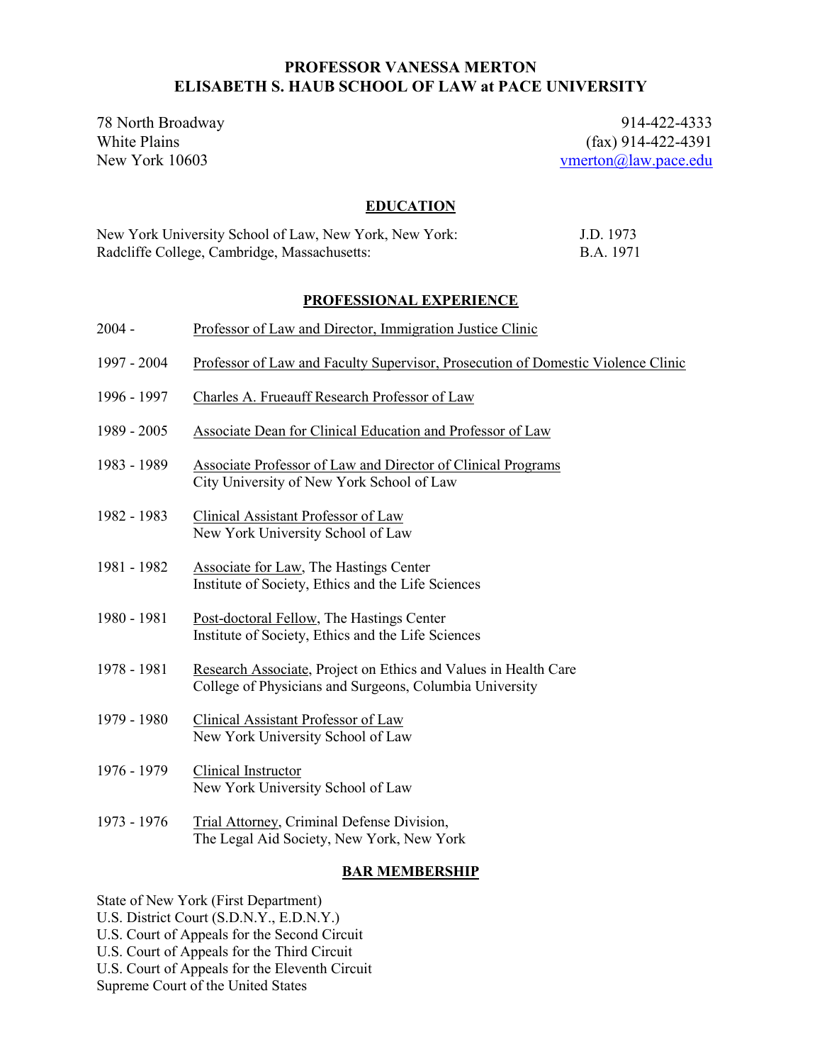# PROFESSOR VANESSA MERTON
# ELISABETH S. HAUB SCHOOL OF LAW at PACE UNIVERSITY

78 North Broadway
White Plains
New York 10603

914-422-4333
(fax) 914-422-4391
vmerton@law.pace.edu

## EDUCATION

New York University School of Law, New York, New York: J.D. 1973
Radcliffe College, Cambridge, Massachusetts: B.A. 1971

## PROFESSIONAL EXPERIENCE

2004 - Professor of Law and Director, Immigration Justice Clinic

1997 - 2004 Professor of Law and Faculty Supervisor, Prosecution of Domestic Violence Clinic

1996 - 1997 Charles A. Frueauff Research Professor of Law

1989 - 2005 Associate Dean for Clinical Education and Professor of Law

1983 - 1989 Associate Professor of Law and Director of Clinical Programs
City University of New York School of Law

1982 - 1983 Clinical Assistant Professor of Law
New York University School of Law

1981 - 1982 Associate for Law, The Hastings Center
Institute of Society, Ethics and the Life Sciences

1980 - 1981 Post-doctoral Fellow, The Hastings Center
Institute of Society, Ethics and the Life Sciences

1978 - 1981 Research Associate, Project on Ethics and Values in Health Care
College of Physicians and Surgeons, Columbia University

1979 - 1980 Clinical Assistant Professor of Law
New York University School of Law

1976 - 1979 Clinical Instructor
New York University School of Law

1973 - 1976 Trial Attorney, Criminal Defense Division,
The Legal Aid Society, New York, New York

## BAR MEMBERSHIP

State of New York (First Department)
U.S. District Court (S.D.N.Y., E.D.N.Y.)
U.S. Court of Appeals for the Second Circuit
U.S. Court of Appeals for the Third Circuit
U.S. Court of Appeals for the Eleventh Circuit
Supreme Court of the United States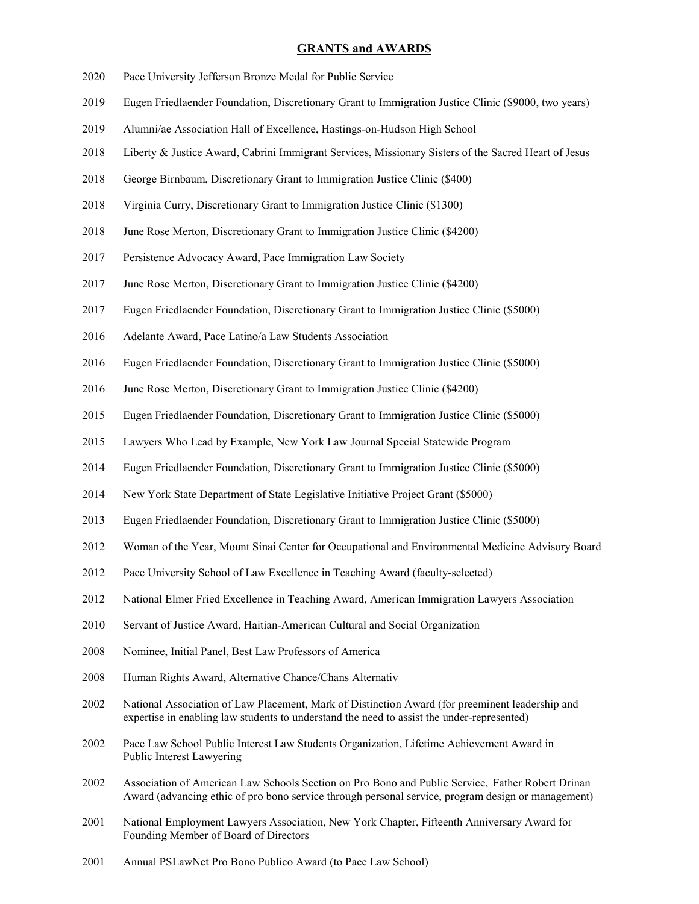## GRANTS and AWARDS

2020 Pace University Jefferson Bronze Medal for Public Service

2019 Eugen Friedlaender Foundation, Discretionary Grant to Immigration Justice Clinic ($9000, two years)

2019 Alumni/ae Association Hall of Excellence, Hastings-on-Hudson High School

2018 Liberty & Justice Award, Cabrini Immigrant Services, Missionary Sisters of the Sacred Heart of Jesus

2018 George Birnbaum, Discretionary Grant to Immigration Justice Clinic ($400)

2018 Virginia Curry, Discretionary Grant to Immigration Justice Clinic ($1300)

2018 June Rose Merton, Discretionary Grant to Immigration Justice Clinic ($4200)

2017 Persistence Advocacy Award, Pace Immigration Law Society

2017 June Rose Merton, Discretionary Grant to Immigration Justice Clinic ($4200)

2017 Eugen Friedlaender Foundation, Discretionary Grant to Immigration Justice Clinic ($5000)

2016 Adelante Award, Pace Latino/a Law Students Association

2016 Eugen Friedlaender Foundation, Discretionary Grant to Immigration Justice Clinic ($5000)

2016 June Rose Merton, Discretionary Grant to Immigration Justice Clinic ($4200)

2015 Eugen Friedlaender Foundation, Discretionary Grant to Immigration Justice Clinic ($5000)

2015 Lawyers Who Lead by Example, New York Law Journal Special Statewide Program

2014 Eugen Friedlaender Foundation, Discretionary Grant to Immigration Justice Clinic ($5000)

2014 New York State Department of State Legislative Initiative Project Grant ($5000)

2013 Eugen Friedlaender Foundation, Discretionary Grant to Immigration Justice Clinic ($5000)

2012 Woman of the Year, Mount Sinai Center for Occupational and Environmental Medicine Advisory Board

2012 Pace University School of Law Excellence in Teaching Award (faculty-selected)

2012 National Elmer Fried Excellence in Teaching Award, American Immigration Lawyers Association

2010 Servant of Justice Award, Haitian-American Cultural and Social Organization

2008 Nominee, Initial Panel, Best Law Professors of America

2008 Human Rights Award, Alternative Chance/Chans Alternativ

2002 National Association of Law Placement, Mark of Distinction Award (for preeminent leadership and expertise in enabling law students to understand the need to assist the under-represented)

2002 Pace Law School Public Interest Law Students Organization, Lifetime Achievement Award in Public Interest Lawyering

2002 Association of American Law Schools Section on Pro Bono and Public Service, Father Robert Drinan Award (advancing ethic of pro bono service through personal service, program design or management)

2001 National Employment Lawyers Association, New York Chapter, Fifteenth Anniversary Award for Founding Member of Board of Directors

2001 Annual PSLawNet Pro Bono Publico Award (to Pace Law School)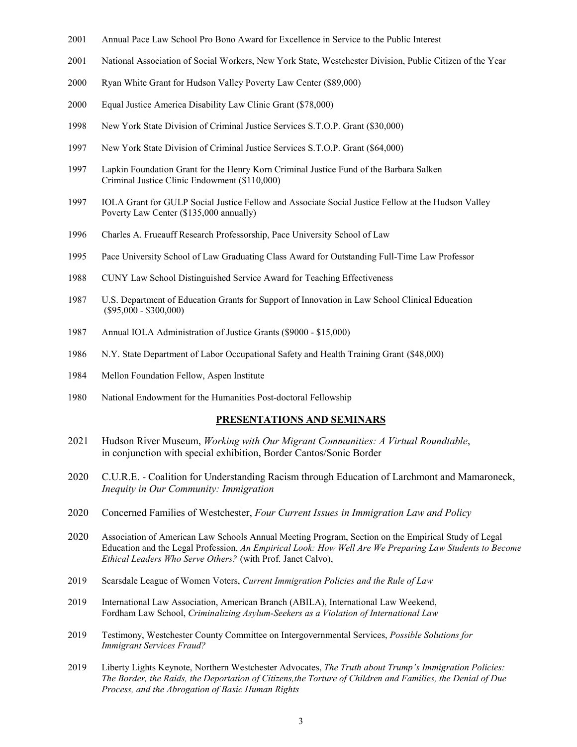2001 Annual Pace Law School Pro Bono Award for Excellence in Service to the Public Interest

2001 National Association of Social Workers, New York State, Westchester Division, Public Citizen of the Year

2000 Ryan White Grant for Hudson Valley Poverty Law Center ($89,000)

2000 Equal Justice America Disability Law Clinic Grant ($78,000)

1998 New York State Division of Criminal Justice Services S.T.O.P. Grant ($30,000)

1997 New York State Division of Criminal Justice Services S.T.O.P. Grant ($64,000)

1997 Lapkin Foundation Grant for the Henry Korn Criminal Justice Fund of the Barbara Salken Criminal Justice Clinic Endowment ($110,000)

1997 IOLA Grant for GULP Social Justice Fellow and Associate Social Justice Fellow at the Hudson Valley Poverty Law Center ($135,000 annually)

1996 Charles A. Frueauff Research Professorship, Pace University School of Law

1995 Pace University School of Law Graduating Class Award for Outstanding Full-Time Law Professor

1988 CUNY Law School Distinguished Service Award for Teaching Effectiveness

1987 U.S. Department of Education Grants for Support of Innovation in Law School Clinical Education ($95,000 - $300,000)

1987 Annual IOLA Administration of Justice Grants ($9000 - $15,000)

1986 N.Y. State Department of Labor Occupational Safety and Health Training Grant ($48,000)

1984 Mellon Foundation Fellow, Aspen Institute

1980 National Endowment for the Humanities Post-doctoral Fellowship

## PRESENTATIONS AND SEMINARS

2021 Hudson River Museum, *Working with Our Migrant Communities: A Virtual Roundtable*, in conjunction with special exhibition, Border Cantos/Sonic Border

2020 C.U.R.E. - Coalition for Understanding Racism through Education of Larchmont and Mamaroneck, *Inequity in Our Community: Immigration*

2020 Concerned Families of Westchester, *Four Current Issues in Immigration Law and Policy*

2020 Association of American Law Schools Annual Meeting Program, Section on the Empirical Study of Legal Education and the Legal Profession, *An Empirical Look: How Well Are We Preparing Law Students to Become Ethical Leaders Who Serve Others?* (with Prof. Janet Calvo),

2019 Scarsdale League of Women Voters, *Current Immigration Policies and the Rule of Law*

2019 International Law Association, American Branch (ABILA), International Law Weekend, Fordham Law School, *Criminalizing Asylum-Seekers as a Violation of International Law*

2019 Testimony, Westchester County Committee on Intergovernmental Services, *Possible Solutions for Immigrant Services Fraud?*

2019 Liberty Lights Keynote, Northern Westchester Advocates, *The Truth about Trump's Immigration Policies: The Border, the Raids, the Deportation of Citizens,the Torture of Children and Families, the Denial of Due Process, and the Abrogation of Basic Human Rights*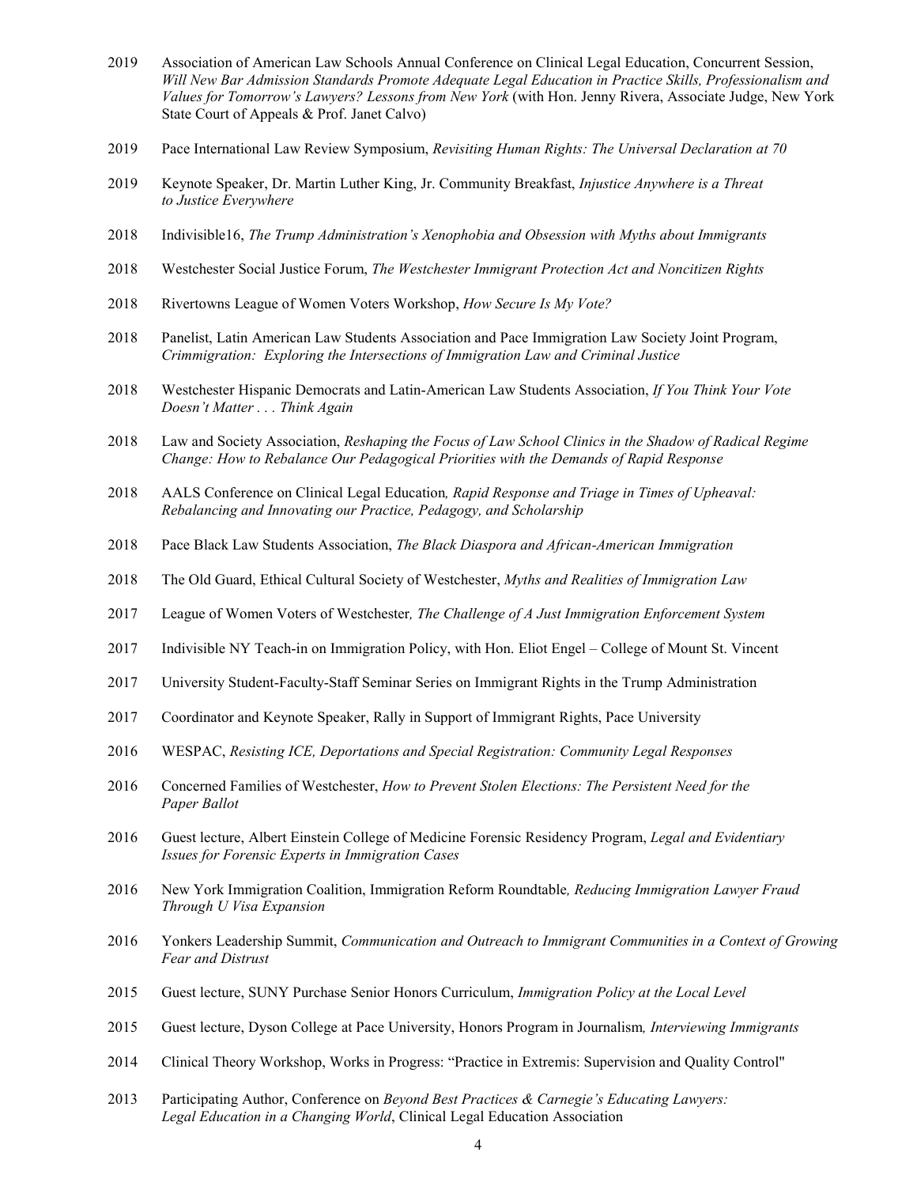2019 Association of American Law Schools Annual Conference on Clinical Legal Education, Concurrent Session, *Will New Bar Admission Standards Promote Adequate Legal Education in Practice Skills, Professionalism and Values for Tomorrow's Lawyers? Lessons from New York* (with Hon. Jenny Rivera, Associate Judge, New York State Court of Appeals & Prof. Janet Calvo)

2019 Pace International Law Review Symposium, *Revisiting Human Rights: The Universal Declaration at 70*

2019 Keynote Speaker, Dr. Martin Luther King, Jr. Community Breakfast, *Injustice Anywhere is a Threat to Justice Everywhere*

2018 Indivisible16, *The Trump Administration's Xenophobia and Obsession with Myths about Immigrants*

2018 Westchester Social Justice Forum, *The Westchester Immigrant Protection Act and Noncitizen Rights*

2018 Rivertowns League of Women Voters Workshop, *How Secure Is My Vote?*

2018 Panelist, Latin American Law Students Association and Pace Immigration Law Society Joint Program, *Crimmigration: Exploring the Intersections of Immigration Law and Criminal Justice*

2018 Westchester Hispanic Democrats and Latin-American Law Students Association, *If You Think Your Vote Doesn't Matter . . . Think Again*

2018 Law and Society Association, *Reshaping the Focus of Law School Clinics in the Shadow of Radical Regime Change: How to Rebalance Our Pedagogical Priorities with the Demands of Rapid Response*

2018 AALS Conference on Clinical Legal Education*, Rapid Response and Triage in Times of Upheaval: Rebalancing and Innovating our Practice, Pedagogy, and Scholarship*

2018 Pace Black Law Students Association, *The Black Diaspora and African-American Immigration*

2018 The Old Guard, Ethical Cultural Society of Westchester, *Myths and Realities of Immigration Law*

2017 League of Women Voters of Westchester*, The Challenge of A Just Immigration Enforcement System*

2017 Indivisible NY Teach-in on Immigration Policy, with Hon. Eliot Engel – College of Mount St. Vincent

2017 University Student-Faculty-Staff Seminar Series on Immigrant Rights in the Trump Administration

2017 Coordinator and Keynote Speaker, Rally in Support of Immigrant Rights, Pace University

2016 WESPAC, *Resisting ICE, Deportations and Special Registration: Community Legal Responses*

2016 Concerned Families of Westchester, *How to Prevent Stolen Elections: The Persistent Need for the Paper Ballot*

2016 Guest lecture, Albert Einstein College of Medicine Forensic Residency Program, *Legal and Evidentiary Issues for Forensic Experts in Immigration Cases*

2016 New York Immigration Coalition, Immigration Reform Roundtable*, Reducing Immigration Lawyer Fraud Through U Visa Expansion*

2016 Yonkers Leadership Summit, *Communication and Outreach to Immigrant Communities in a Context of Growing Fear and Distrust*

2015 Guest lecture, SUNY Purchase Senior Honors Curriculum, *Immigration Policy at the Local Level*

2015 Guest lecture, Dyson College at Pace University, Honors Program in Journalism*, Interviewing Immigrants*

2014 Clinical Theory Workshop, Works in Progress: "Practice in Extremis: Supervision and Quality Control"

2013 Participating Author, Conference on *Beyond Best Practices & Carnegie's Educating Lawyers: Legal Education in a Changing World*, Clinical Legal Education Association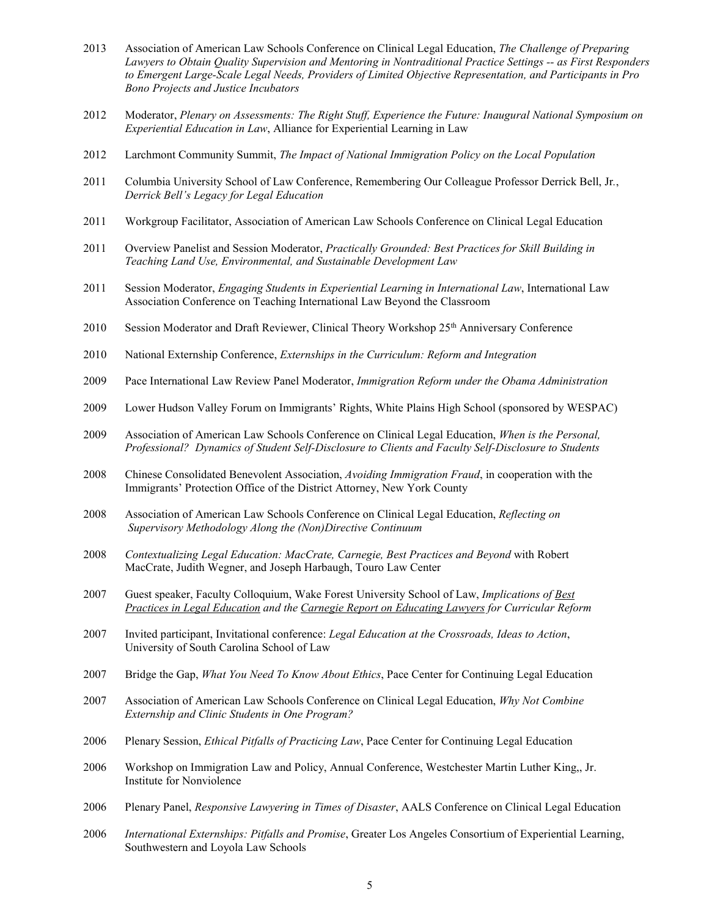2013 Association of American Law Schools Conference on Clinical Legal Education, *The Challenge of Preparing Lawyers to Obtain Quality Supervision and Mentoring in Nontraditional Practice Settings -- as First Responders to Emergent Large-Scale Legal Needs, Providers of Limited Objective Representation, and Participants in Pro Bono Projects and Justice Incubators*

2012 Moderator, *Plenary on Assessments: The Right Stuff, Experience the Future: Inaugural National Symposium on Experiential Education in Law*, Alliance for Experiential Learning in Law

2012 Larchmont Community Summit, *The Impact of National Immigration Policy on the Local Population*

2011 Columbia University School of Law Conference, Remembering Our Colleague Professor Derrick Bell, Jr., *Derrick Bell's Legacy for Legal Education*

2011 Workgroup Facilitator, Association of American Law Schools Conference on Clinical Legal Education

2011 Overview Panelist and Session Moderator, *Practically Grounded: Best Practices for Skill Building in Teaching Land Use, Environmental, and Sustainable Development Law*

2011 Session Moderator, *Engaging Students in Experiential Learning in International Law*, International Law Association Conference on Teaching International Law Beyond the Classroom

2010 Session Moderator and Draft Reviewer, Clinical Theory Workshop 25th Anniversary Conference

2010 National Externship Conference, *Externships in the Curriculum: Reform and Integration*

2009 Pace International Law Review Panel Moderator, *Immigration Reform under the Obama Administration*

2009 Lower Hudson Valley Forum on Immigrants' Rights, White Plains High School (sponsored by WESPAC)

2009 Association of American Law Schools Conference on Clinical Legal Education, *When is the Personal, Professional? Dynamics of Student Self-Disclosure to Clients and Faculty Self-Disclosure to Students*

2008 Chinese Consolidated Benevolent Association, *Avoiding Immigration Fraud*, in cooperation with the Immigrants' Protection Office of the District Attorney, New York County

2008 Association of American Law Schools Conference on Clinical Legal Education, *Reflecting on Supervisory Methodology Along the (Non)Directive Continuum*

2008 *Contextualizing Legal Education: MacCrate, Carnegie, Best Practices and Beyond* with Robert MacCrate, Judith Wegner, and Joseph Harbaugh, Touro Law Center

2007 Guest speaker, Faculty Colloquium, Wake Forest University School of Law, *Implications of Best Practices in Legal Education and the Carnegie Report on Educating Lawyers for Curricular Reform*

2007 Invited participant, Invitational conference: *Legal Education at the Crossroads, Ideas to Action*, University of South Carolina School of Law

2007 Bridge the Gap, *What You Need To Know About Ethics*, Pace Center for Continuing Legal Education

2007 Association of American Law Schools Conference on Clinical Legal Education, *Why Not Combine Externship and Clinic Students in One Program?*

2006 Plenary Session, *Ethical Pitfalls of Practicing Law*, Pace Center for Continuing Legal Education

2006 Workshop on Immigration Law and Policy, Annual Conference, Westchester Martin Luther King,, Jr. Institute for Nonviolence

2006 Plenary Panel, *Responsive Lawyering in Times of Disaster*, AALS Conference on Clinical Legal Education

2006 *International Externships: Pitfalls and Promise*, Greater Los Angeles Consortium of Experiential Learning, Southwestern and Loyola Law Schools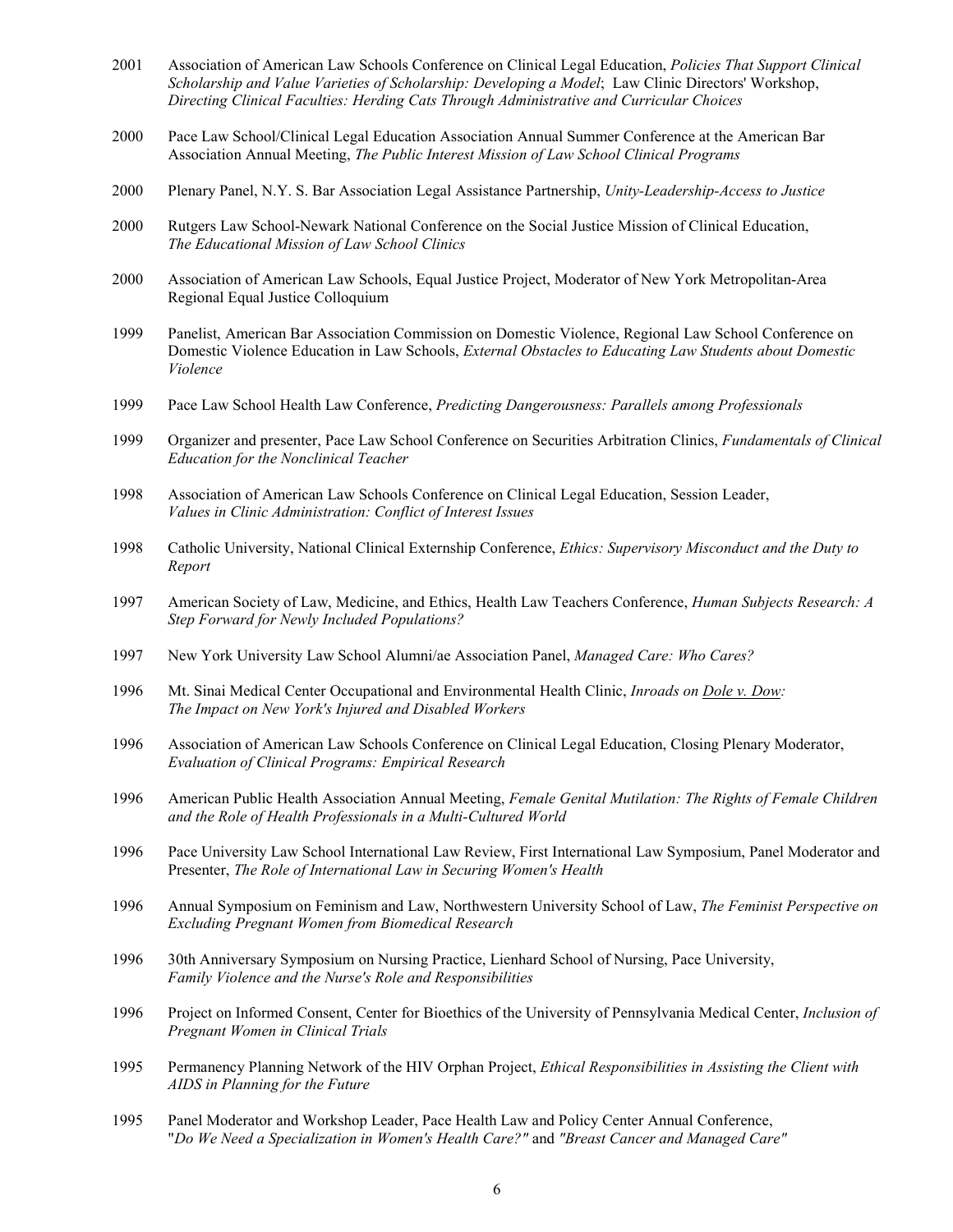2001 Association of American Law Schools Conference on Clinical Legal Education, *Policies That Support Clinical Scholarship and Value Varieties of Scholarship: Developing a Model*; Law Clinic Directors' Workshop, *Directing Clinical Faculties: Herding Cats Through Administrative and Curricular Choices*

2000 Pace Law School/Clinical Legal Education Association Annual Summer Conference at the American Bar Association Annual Meeting, *The Public Interest Mission of Law School Clinical Programs*

2000 Plenary Panel, N.Y. S. Bar Association Legal Assistance Partnership, *Unity-Leadership-Access to Justice*

2000 Rutgers Law School-Newark National Conference on the Social Justice Mission of Clinical Education, *The Educational Mission of Law School Clinics*

2000 Association of American Law Schools, Equal Justice Project, Moderator of New York Metropolitan-Area Regional Equal Justice Colloquium

1999 Panelist, American Bar Association Commission on Domestic Violence, Regional Law School Conference on Domestic Violence Education in Law Schools, *External Obstacles to Educating Law Students about Domestic Violence*

1999 Pace Law School Health Law Conference, *Predicting Dangerousness: Parallels among Professionals*

1999 Organizer and presenter, Pace Law School Conference on Securities Arbitration Clinics, *Fundamentals of Clinical Education for the Nonclinical Teacher*

1998 Association of American Law Schools Conference on Clinical Legal Education, Session Leader, *Values in Clinic Administration: Conflict of Interest Issues*

1998 Catholic University, National Clinical Externship Conference, *Ethics: Supervisory Misconduct and the Duty to Report*

1997 American Society of Law, Medicine, and Ethics, Health Law Teachers Conference, *Human Subjects Research: A Step Forward for Newly Included Populations?*

1997 New York University Law School Alumni/ae Association Panel, *Managed Care: Who Cares?*

1996 Mt. Sinai Medical Center Occupational and Environmental Health Clinic, *Inroads on Dole v. Dow: The Impact on New York's Injured and Disabled Workers*

1996 Association of American Law Schools Conference on Clinical Legal Education, Closing Plenary Moderator, *Evaluation of Clinical Programs: Empirical Research*

1996 American Public Health Association Annual Meeting, *Female Genital Mutilation: The Rights of Female Children and the Role of Health Professionals in a Multi-Cultured World*

1996 Pace University Law School International Law Review, First International Law Symposium, Panel Moderator and Presenter, *The Role of International Law in Securing Women's Health*

1996 Annual Symposium on Feminism and Law, Northwestern University School of Law, *The Feminist Perspective on Excluding Pregnant Women from Biomedical Research*

1996 30th Anniversary Symposium on Nursing Practice, Lienhard School of Nursing, Pace University, *Family Violence and the Nurse's Role and Responsibilities*

1996 Project on Informed Consent, Center for Bioethics of the University of Pennsylvania Medical Center, *Inclusion of Pregnant Women in Clinical Trials*

1995 Permanency Planning Network of the HIV Orphan Project, *Ethical Responsibilities in Assisting the Client with AIDS in Planning for the Future*

1995 Panel Moderator and Workshop Leader, Pace Health Law and Policy Center Annual Conference, "*Do We Need a Specialization in Women's Health Care?"* and *"Breast Cancer and Managed Care"*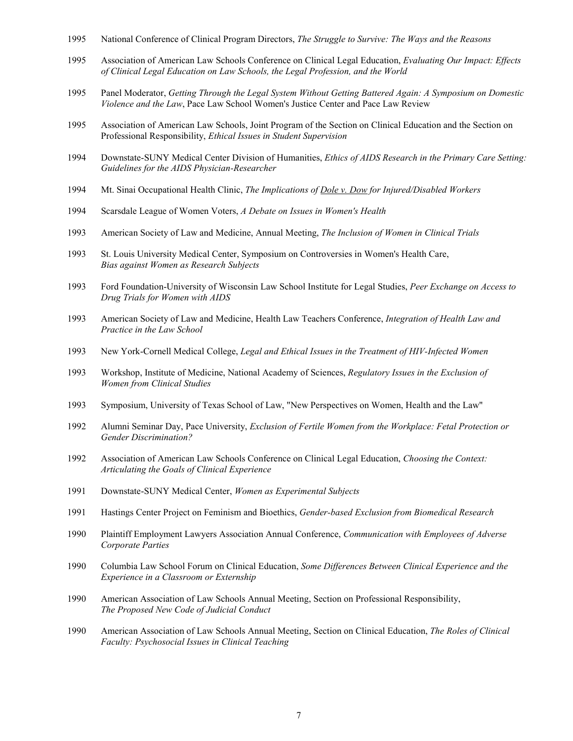1995 National Conference of Clinical Program Directors, *The Struggle to Survive: The Ways and the Reasons*

1995 Association of American Law Schools Conference on Clinical Legal Education, *Evaluating Our Impact: Effects of Clinical Legal Education on Law Schools, the Legal Profession, and the World*

1995 Panel Moderator, *Getting Through the Legal System Without Getting Battered Again: A Symposium on Domestic Violence and the Law*, Pace Law School Women's Justice Center and Pace Law Review

1995 Association of American Law Schools, Joint Program of the Section on Clinical Education and the Section on Professional Responsibility, *Ethical Issues in Student Supervision*

1994 Downstate-SUNY Medical Center Division of Humanities, *Ethics of AIDS Research in the Primary Care Setting: Guidelines for the AIDS Physician-Researcher*

1994 Mt. Sinai Occupational Health Clinic, *The Implications of <u>Dole v. Dow</u> for Injured/Disabled Workers*

1994 Scarsdale League of Women Voters, *A Debate on Issues in Women's Health*

1993 American Society of Law and Medicine, Annual Meeting, *The Inclusion of Women in Clinical Trials*

1993 St. Louis University Medical Center, Symposium on Controversies in Women's Health Care, *Bias against Women as Research Subjects*

1993 Ford Foundation-University of Wisconsin Law School Institute for Legal Studies, *Peer Exchange on Access to Drug Trials for Women with AIDS*

1993 American Society of Law and Medicine, Health Law Teachers Conference, *Integration of Health Law and Practice in the Law School*

1993 New York-Cornell Medical College, *Legal and Ethical Issues in the Treatment of HIV-Infected Women*

1993 Workshop, Institute of Medicine, National Academy of Sciences, *Regulatory Issues in the Exclusion of Women from Clinical Studies*

1993 Symposium, University of Texas School of Law, "New Perspectives on Women, Health and the Law"

1992 Alumni Seminar Day, Pace University, *Exclusion of Fertile Women from the Workplace: Fetal Protection or Gender Discrimination?*

1992 Association of American Law Schools Conference on Clinical Legal Education, *Choosing the Context: Articulating the Goals of Clinical Experience*

1991 Downstate-SUNY Medical Center, *Women as Experimental Subjects*

1991 Hastings Center Project on Feminism and Bioethics, *Gender-based Exclusion from Biomedical Research*

1990 Plaintiff Employment Lawyers Association Annual Conference, *Communication with Employees of Adverse Corporate Parties*

1990 Columbia Law School Forum on Clinical Education, *Some Differences Between Clinical Experience and the Experience in a Classroom or Externship*

1990 American Association of Law Schools Annual Meeting, Section on Professional Responsibility, *The Proposed New Code of Judicial Conduct*

1990 American Association of Law Schools Annual Meeting, Section on Clinical Education, *The Roles of Clinical Faculty: Psychosocial Issues in Clinical Teaching*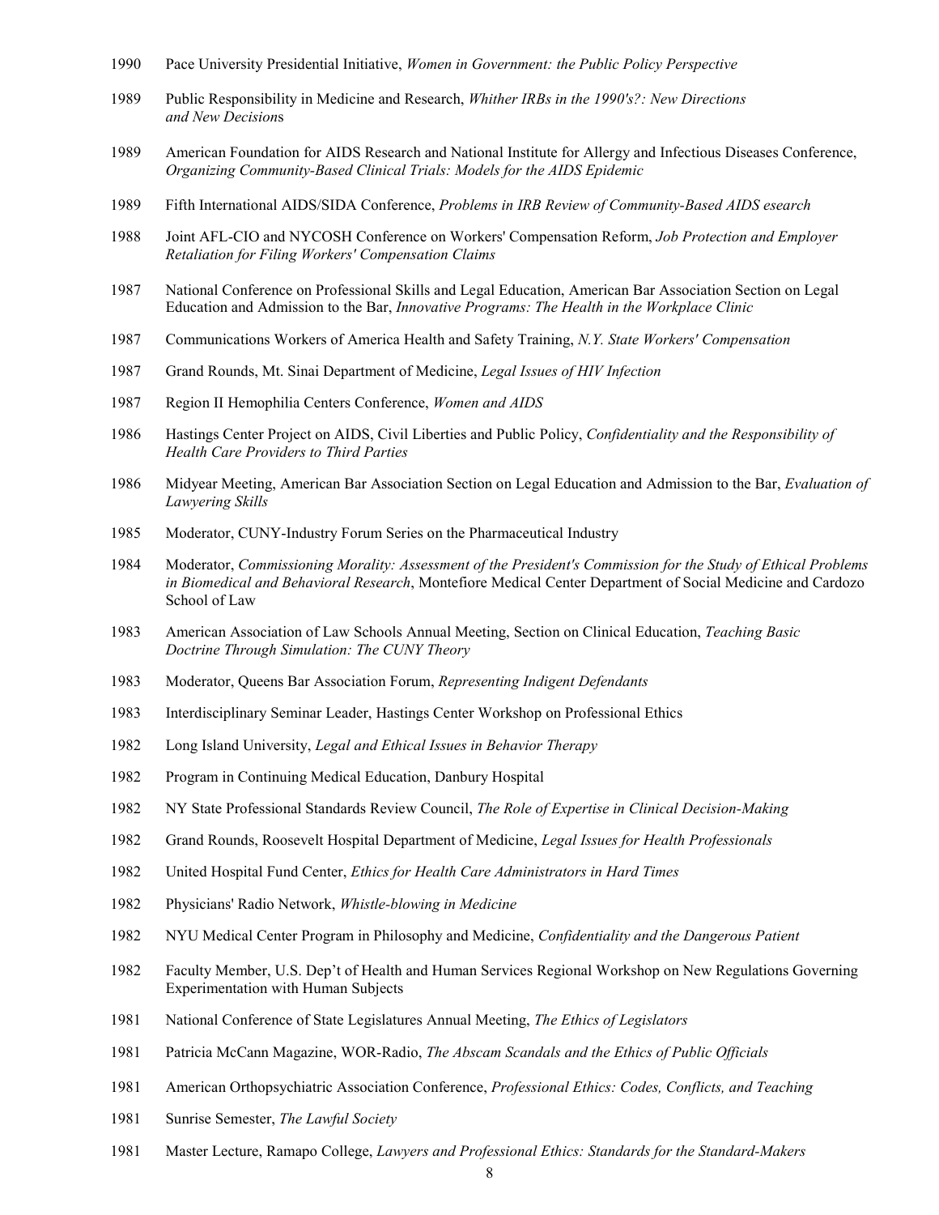1990 Pace University Presidential Initiative, *Women in Government: the Public Policy Perspective*

1989 Public Responsibility in Medicine and Research, *Whither IRBs in the 1990's?: New Directions and New Decision*s

1989 American Foundation for AIDS Research and National Institute for Allergy and Infectious Diseases Conference, *Organizing Community-Based Clinical Trials: Models for the AIDS Epidemic*

1989 Fifth International AIDS/SIDA Conference, *Problems in IRB Review of Community-Based AIDS esearch*

1988 Joint AFL-CIO and NYCOSH Conference on Workers' Compensation Reform, *Job Protection and Employer Retaliation for Filing Workers' Compensation Claims*

1987 National Conference on Professional Skills and Legal Education, American Bar Association Section on Legal Education and Admission to the Bar, *Innovative Programs: The Health in the Workplace Clinic*

1987 Communications Workers of America Health and Safety Training, *N.Y. State Workers' Compensation*

1987 Grand Rounds, Mt. Sinai Department of Medicine, *Legal Issues of HIV Infection*

1987 Region II Hemophilia Centers Conference, *Women and AIDS*

1986 Hastings Center Project on AIDS, Civil Liberties and Public Policy, *Confidentiality and the Responsibility of Health Care Providers to Third Parties*

1986 Midyear Meeting, American Bar Association Section on Legal Education and Admission to the Bar, *Evaluation of Lawyering Skills*

1985 Moderator, CUNY-Industry Forum Series on the Pharmaceutical Industry

1984 Moderator, *Commissioning Morality: Assessment of the President's Commission for the Study of Ethical Problems in Biomedical and Behavioral Research*, Montefiore Medical Center Department of Social Medicine and Cardozo School of Law

1983 American Association of Law Schools Annual Meeting, Section on Clinical Education, *Teaching Basic Doctrine Through Simulation: The CUNY Theory*

1983 Moderator, Queens Bar Association Forum, *Representing Indigent Defendants*

1983 Interdisciplinary Seminar Leader, Hastings Center Workshop on Professional Ethics

1982 Long Island University, *Legal and Ethical Issues in Behavior Therapy*

1982 Program in Continuing Medical Education, Danbury Hospital

1982 NY State Professional Standards Review Council, *The Role of Expertise in Clinical Decision-Making*

1982 Grand Rounds, Roosevelt Hospital Department of Medicine, *Legal Issues for Health Professionals*

1982 United Hospital Fund Center, *Ethics for Health Care Administrators in Hard Times*

1982 Physicians' Radio Network, *Whistle-blowing in Medicine*

1982 NYU Medical Center Program in Philosophy and Medicine, *Confidentiality and the Dangerous Patient*

1982 Faculty Member, U.S. Dep't of Health and Human Services Regional Workshop on New Regulations Governing Experimentation with Human Subjects

1981 National Conference of State Legislatures Annual Meeting, *The Ethics of Legislators*

1981 Patricia McCann Magazine, WOR-Radio, *The Abscam Scandals and the Ethics of Public Officials*

1981 American Orthopsychiatric Association Conference, *Professional Ethics: Codes, Conflicts, and Teaching*

1981 Sunrise Semester, *The Lawful Society*

1981 Master Lecture, Ramapo College, *Lawyers and Professional Ethics: Standards for the Standard-Makers*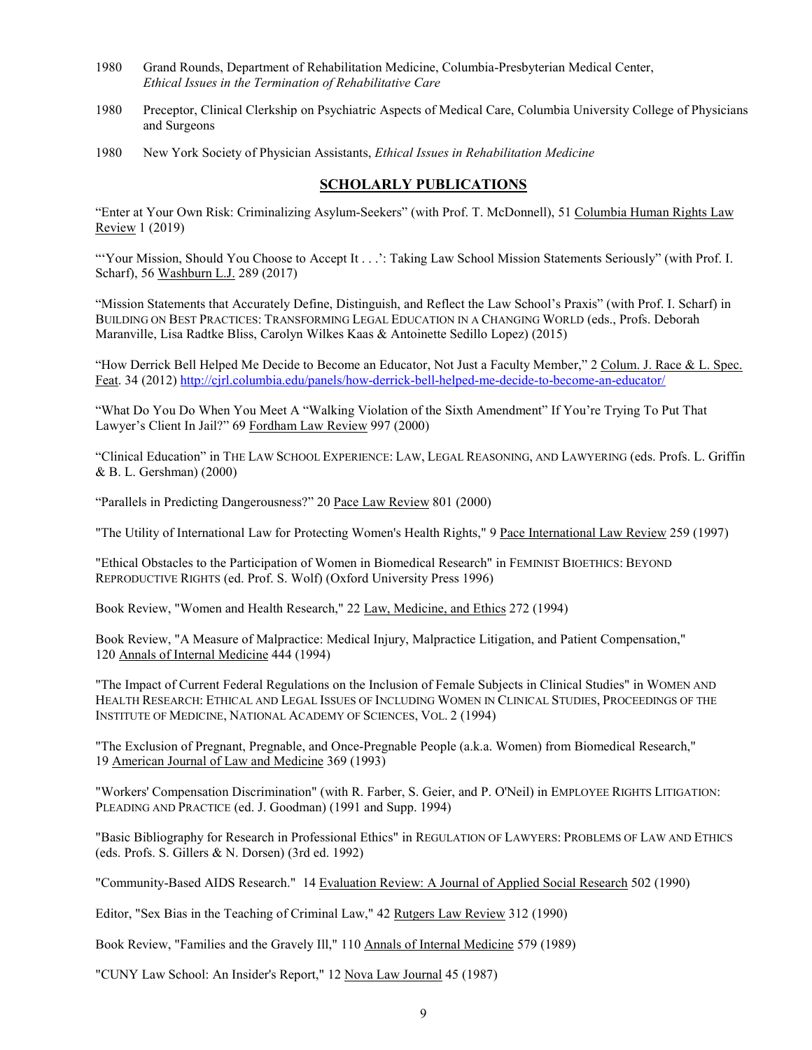1980 Grand Rounds, Department of Rehabilitation Medicine, Columbia-Presbyterian Medical Center, *Ethical Issues in the Termination of Rehabilitative Care*

1980 Preceptor, Clinical Clerkship on Psychiatric Aspects of Medical Care, Columbia University College of Physicians and Surgeons

1980 New York Society of Physician Assistants, *Ethical Issues in Rehabilitation Medicine*

## SCHOLARLY PUBLICATIONS

"Enter at Your Own Risk: Criminalizing Asylum-Seekers" (with Prof. T. McDonnell), 51 Columbia Human Rights Law Review 1 (2019)

"'Your Mission, Should You Choose to Accept It . . .': Taking Law School Mission Statements Seriously" (with Prof. I. Scharf), 56 Washburn L.J. 289 (2017)

"Mission Statements that Accurately Define, Distinguish, and Reflect the Law School's Praxis" (with Prof. I. Scharf) in BUILDING ON BEST PRACTICES: TRANSFORMING LEGAL EDUCATION IN A CHANGING WORLD (eds., Profs. Deborah Maranville, Lisa Radtke Bliss, Carolyn Wilkes Kaas & Antoinette Sedillo Lopez) (2015)

"How Derrick Bell Helped Me Decide to Become an Educator, Not Just a Faculty Member," 2 Colum. J. Race & L. Spec. Feat. 34 (2012) http://cjrl.columbia.edu/panels/how-derrick-bell-helped-me-decide-to-become-an-educator/

"What Do You Do When You Meet A "Walking Violation of the Sixth Amendment" If You're Trying To Put That Lawyer's Client In Jail?" 69 Fordham Law Review 997 (2000)

"Clinical Education" in THE LAW SCHOOL EXPERIENCE: LAW, LEGAL REASONING, AND LAWYERING (eds. Profs. L. Griffin & B. L. Gershman) (2000)

"Parallels in Predicting Dangerousness?" 20 Pace Law Review 801 (2000)

"The Utility of International Law for Protecting Women's Health Rights," 9 Pace International Law Review 259 (1997)

"Ethical Obstacles to the Participation of Women in Biomedical Research" in FEMINIST BIOETHICS: BEYOND REPRODUCTIVE RIGHTS (ed. Prof. S. Wolf) (Oxford University Press 1996)

Book Review, "Women and Health Research," 22 Law, Medicine, and Ethics 272 (1994)

Book Review, "A Measure of Malpractice: Medical Injury, Malpractice Litigation, and Patient Compensation," 120 Annals of Internal Medicine 444 (1994)

"The Impact of Current Federal Regulations on the Inclusion of Female Subjects in Clinical Studies" in WOMEN AND HEALTH RESEARCH: ETHICAL AND LEGAL ISSUES OF INCLUDING WOMEN IN CLINICAL STUDIES, PROCEEDINGS OF THE INSTITUTE OF MEDICINE, NATIONAL ACADEMY OF SCIENCES, VOL. 2 (1994)

"The Exclusion of Pregnant, Pregnable, and Once-Pregnable People (a.k.a. Women) from Biomedical Research," 19 American Journal of Law and Medicine 369 (1993)

"Workers' Compensation Discrimination" (with R. Farber, S. Geier, and P. O'Neil) in EMPLOYEE RIGHTS LITIGATION: PLEADING AND PRACTICE (ed. J. Goodman) (1991 and Supp. 1994)

"Basic Bibliography for Research in Professional Ethics" in REGULATION OF LAWYERS: PROBLEMS OF LAW AND ETHICS (eds. Profs. S. Gillers & N. Dorsen) (3rd ed. 1992)

"Community-Based AIDS Research." 14 Evaluation Review: A Journal of Applied Social Research 502 (1990)

Editor, "Sex Bias in the Teaching of Criminal Law," 42 Rutgers Law Review 312 (1990)

Book Review, "Families and the Gravely Ill," 110 Annals of Internal Medicine 579 (1989)

"CUNY Law School: An Insider's Report," 12 Nova Law Journal 45 (1987)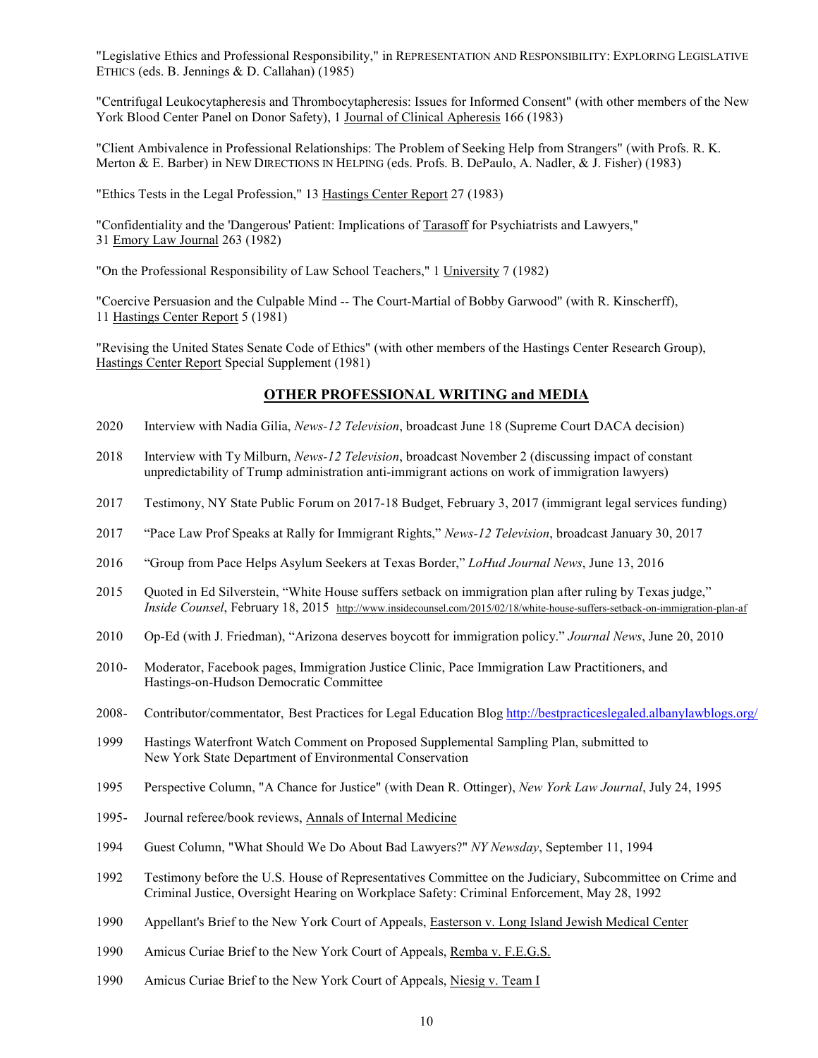"Legislative Ethics and Professional Responsibility," in REPRESENTATION AND RESPONSIBILITY: EXPLORING LEGISLATIVE ETHICS (eds. B. Jennings & D. Callahan) (1985)

"Centrifugal Leukocytapheresis and Thrombocytapheresis: Issues for Informed Consent" (with other members of the New York Blood Center Panel on Donor Safety), 1 Journal of Clinical Apheresis 166 (1983)

"Client Ambivalence in Professional Relationships: The Problem of Seeking Help from Strangers" (with Profs. R. K. Merton & E. Barber) in NEW DIRECTIONS IN HELPING (eds. Profs. B. DePaulo, A. Nadler, & J. Fisher) (1983)

"Ethics Tests in the Legal Profession," 13 Hastings Center Report 27 (1983)

"Confidentiality and the 'Dangerous' Patient: Implications of Tarasoff for Psychiatrists and Lawyers," 31 Emory Law Journal 263 (1982)

"On the Professional Responsibility of Law School Teachers," 1 University 7 (1982)

"Coercive Persuasion and the Culpable Mind -- The Court-Martial of Bobby Garwood" (with R. Kinscherff), 11 Hastings Center Report 5 (1981)

"Revising the United States Senate Code of Ethics" (with other members of the Hastings Center Research Group), Hastings Center Report Special Supplement (1981)

## OTHER PROFESSIONAL WRITING and MEDIA

2020 Interview with Nadia Gilia, *News-12 Television*, broadcast June 18 (Supreme Court DACA decision)

2018 Interview with Ty Milburn, *News-12 Television*, broadcast November 2 (discussing impact of constant unpredictability of Trump administration anti-immigrant actions on work of immigration lawyers)

2017 Testimony, NY State Public Forum on 2017-18 Budget, February 3, 2017 (immigrant legal services funding)

2017 "Pace Law Prof Speaks at Rally for Immigrant Rights," *News-12 Television*, broadcast January 30, 2017

2016 "Group from Pace Helps Asylum Seekers at Texas Border," *LoHud Journal News*, June 13, 2016

2015 Quoted in Ed Silverstein, "White House suffers setback on immigration plan after ruling by Texas judge," *Inside Counsel*, February 18, 2015 http://www.insidecounsel.com/2015/02/18/white-house-suffers-setback-on-immigration-plan-af

2010 Op-Ed (with J. Friedman), "Arizona deserves boycott for immigration policy." *Journal News*, June 20, 2010

2010- Moderator, Facebook pages, Immigration Justice Clinic, Pace Immigration Law Practitioners, and Hastings-on-Hudson Democratic Committee

2008- Contributor/commentator, Best Practices for Legal Education Blog http://bestpracticeslegaled.albanylawblogs.org/

1999 Hastings Waterfront Watch Comment on Proposed Supplemental Sampling Plan, submitted to New York State Department of Environmental Conservation

1995 Perspective Column, "A Chance for Justice" (with Dean R. Ottinger), *New York Law Journal*, July 24, 1995

1995- Journal referee/book reviews, Annals of Internal Medicine

1994 Guest Column, "What Should We Do About Bad Lawyers?" *NY Newsday*, September 11, 1994

1992 Testimony before the U.S. House of Representatives Committee on the Judiciary, Subcommittee on Crime and Criminal Justice, Oversight Hearing on Workplace Safety: Criminal Enforcement, May 28, 1992

1990 Appellant's Brief to the New York Court of Appeals, Easterson v. Long Island Jewish Medical Center

1990 Amicus Curiae Brief to the New York Court of Appeals, Remba v. F.E.G.S.

1990 Amicus Curiae Brief to the New York Court of Appeals, Niesig v. Team I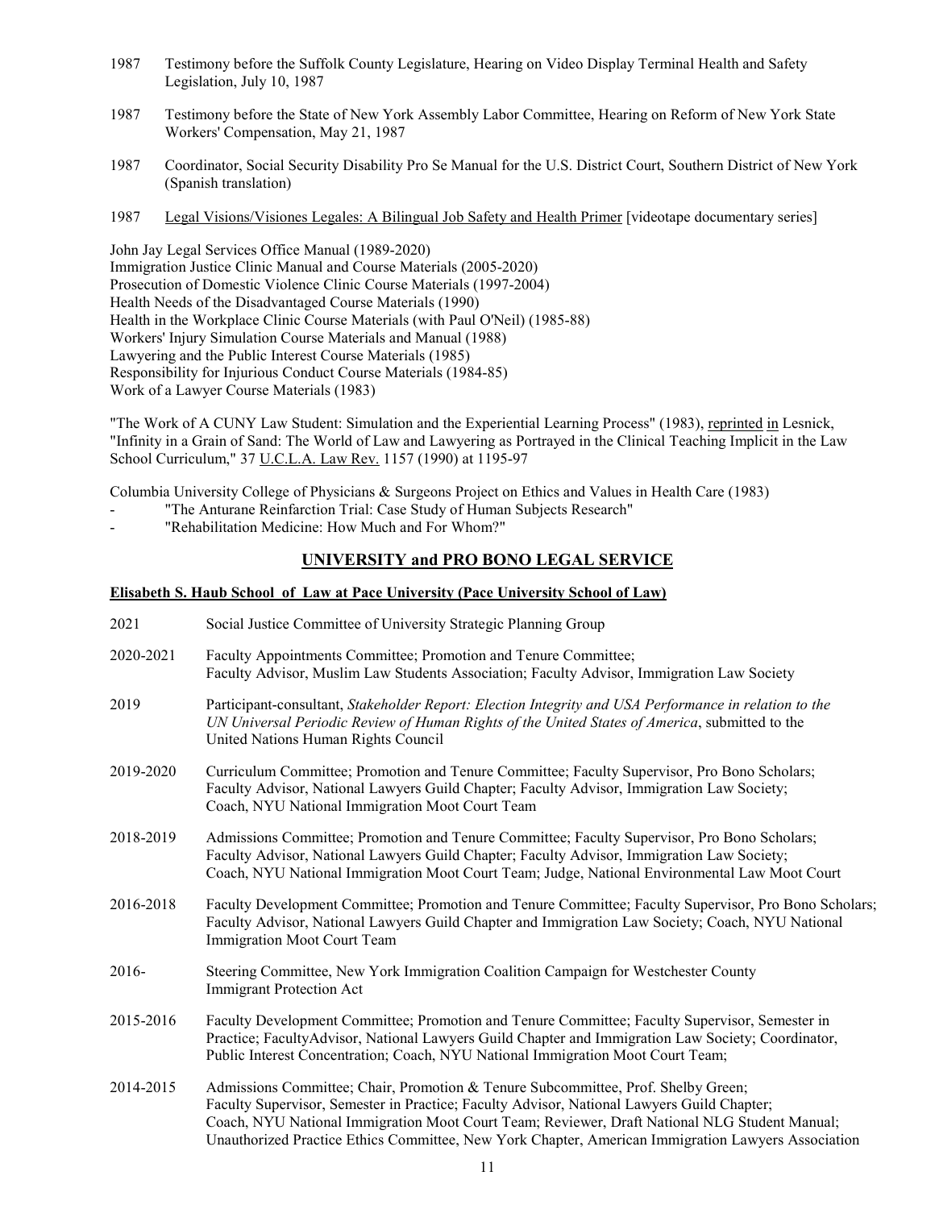1987 Testimony before the Suffolk County Legislature, Hearing on Video Display Terminal Health and Safety Legislation, July 10, 1987

1987 Testimony before the State of New York Assembly Labor Committee, Hearing on Reform of New York State Workers' Compensation, May 21, 1987

1987 Coordinator, Social Security Disability Pro Se Manual for the U.S. District Court, Southern District of New York (Spanish translation)

1987 Legal Visions/Visiones Legales: A Bilingual Job Safety and Health Primer [videotape documentary series]

John Jay Legal Services Office Manual (1989-2020)
Immigration Justice Clinic Manual and Course Materials (2005-2020)
Prosecution of Domestic Violence Clinic Course Materials (1997-2004)
Health Needs of the Disadvantaged Course Materials (1990)
Health in the Workplace Clinic Course Materials (with Paul O'Neil) (1985-88)
Workers' Injury Simulation Course Materials and Manual (1988)
Lawyering and the Public Interest Course Materials (1985)
Responsibility for Injurious Conduct Course Materials (1984-85)
Work of a Lawyer Course Materials (1983)

"The Work of A CUNY Law Student: Simulation and the Experiential Learning Process" (1983), reprinted in Lesnick, "Infinity in a Grain of Sand: The World of Law and Lawyering as Portrayed in the Clinical Teaching Implicit in the Law School Curriculum," 37 U.C.L.A. Law Rev. 1157 (1990) at 1195-97

Columbia University College of Physicians & Surgeons Project on Ethics and Values in Health Care (1983)
- "The Anturane Reinfarction Trial: Case Study of Human Subjects Research"
- "Rehabilitation Medicine: How Much and For Whom?"

## UNIVERSITY and PRO BONO LEGAL SERVICE

**Elisabeth S. Haub School of Law at Pace University (Pace University School of Law)**

2021 Social Justice Committee of University Strategic Planning Group

2020-2021 Faculty Appointments Committee; Promotion and Tenure Committee; Faculty Advisor, Muslim Law Students Association; Faculty Advisor, Immigration Law Society

2019 Participant-consultant, *Stakeholder Report: Election Integrity and USA Performance in relation to the UN Universal Periodic Review of Human Rights of the United States of America*, submitted to the United Nations Human Rights Council

2019-2020 Curriculum Committee; Promotion and Tenure Committee; Faculty Supervisor, Pro Bono Scholars; Faculty Advisor, National Lawyers Guild Chapter; Faculty Advisor, Immigration Law Society; Coach, NYU National Immigration Moot Court Team

2018-2019 Admissions Committee; Promotion and Tenure Committee; Faculty Supervisor, Pro Bono Scholars; Faculty Advisor, National Lawyers Guild Chapter; Faculty Advisor, Immigration Law Society; Coach, NYU National Immigration Moot Court Team; Judge, National Environmental Law Moot Court

2016-2018 Faculty Development Committee; Promotion and Tenure Committee; Faculty Supervisor, Pro Bono Scholars; Faculty Advisor, National Lawyers Guild Chapter and Immigration Law Society; Coach, NYU National Immigration Moot Court Team

2016- Steering Committee, New York Immigration Coalition Campaign for Westchester County Immigrant Protection Act

2015-2016 Faculty Development Committee; Promotion and Tenure Committee; Faculty Supervisor, Semester in Practice; FacultyAdvisor, National Lawyers Guild Chapter and Immigration Law Society; Coordinator, Public Interest Concentration; Coach, NYU National Immigration Moot Court Team;

2014-2015 Admissions Committee; Chair, Promotion & Tenure Subcommittee, Prof. Shelby Green; Faculty Supervisor, Semester in Practice; Faculty Advisor, National Lawyers Guild Chapter; Coach, NYU National Immigration Moot Court Team; Reviewer, Draft National NLG Student Manual; Unauthorized Practice Ethics Committee, New York Chapter, American Immigration Lawyers Association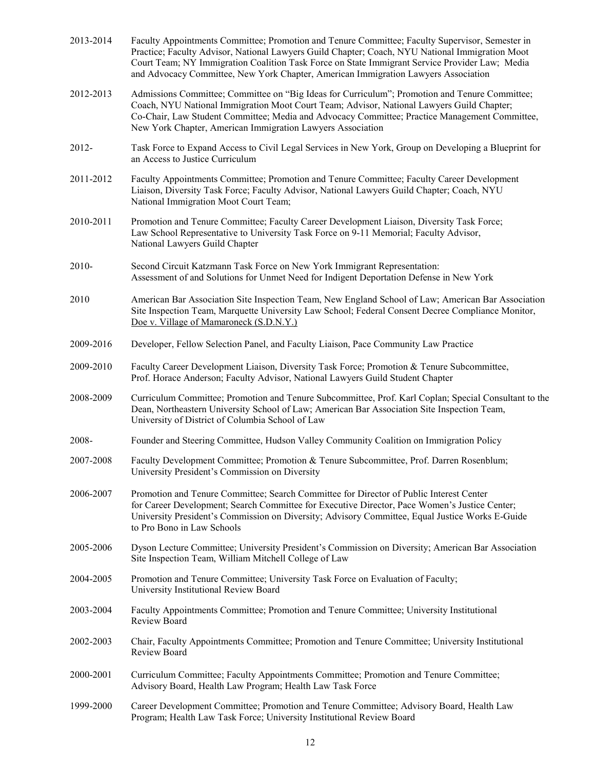2013-2014 Faculty Appointments Committee; Promotion and Tenure Committee; Faculty Supervisor, Semester in Practice; Faculty Advisor, National Lawyers Guild Chapter; Coach, NYU National Immigration Moot Court Team; NY Immigration Coalition Task Force on State Immigrant Service Provider Law; Media and Advocacy Committee, New York Chapter, American Immigration Lawyers Association

2012-2013 Admissions Committee; Committee on "Big Ideas for Curriculum"; Promotion and Tenure Committee; Coach, NYU National Immigration Moot Court Team; Advisor, National Lawyers Guild Chapter; Co-Chair, Law Student Committee; Media and Advocacy Committee; Practice Management Committee, New York Chapter, American Immigration Lawyers Association

2012- Task Force to Expand Access to Civil Legal Services in New York, Group on Developing a Blueprint for an Access to Justice Curriculum

2011-2012 Faculty Appointments Committee; Promotion and Tenure Committee; Faculty Career Development Liaison, Diversity Task Force; Faculty Advisor, National Lawyers Guild Chapter; Coach, NYU National Immigration Moot Court Team;

2010-2011 Promotion and Tenure Committee; Faculty Career Development Liaison, Diversity Task Force; Law School Representative to University Task Force on 9-11 Memorial; Faculty Advisor, National Lawyers Guild Chapter

2010- Second Circuit Katzmann Task Force on New York Immigrant Representation: Assessment of and Solutions for Unmet Need for Indigent Deportation Defense in New York

2010 American Bar Association Site Inspection Team, New England School of Law; American Bar Association Site Inspection Team, Marquette University Law School; Federal Consent Decree Compliance Monitor, Doe v. Village of Mamaroneck (S.D.N.Y.)

2009-2016 Developer, Fellow Selection Panel, and Faculty Liaison, Pace Community Law Practice

2009-2010 Faculty Career Development Liaison, Diversity Task Force; Promotion & Tenure Subcommittee, Prof. Horace Anderson; Faculty Advisor, National Lawyers Guild Student Chapter

2008-2009 Curriculum Committee; Promotion and Tenure Subcommittee, Prof. Karl Coplan; Special Consultant to the Dean, Northeastern University School of Law; American Bar Association Site Inspection Team, University of District of Columbia School of Law

2008- Founder and Steering Committee, Hudson Valley Community Coalition on Immigration Policy

2007-2008 Faculty Development Committee; Promotion & Tenure Subcommittee, Prof. Darren Rosenblum; University President's Commission on Diversity

2006-2007 Promotion and Tenure Committee; Search Committee for Director of Public Interest Center for Career Development; Search Committee for Executive Director, Pace Women's Justice Center; University President's Commission on Diversity; Advisory Committee, Equal Justice Works E-Guide to Pro Bono in Law Schools

2005-2006 Dyson Lecture Committee; University President's Commission on Diversity; American Bar Association Site Inspection Team, William Mitchell College of Law

2004-2005 Promotion and Tenure Committee; University Task Force on Evaluation of Faculty; University Institutional Review Board

2003-2004 Faculty Appointments Committee; Promotion and Tenure Committee; University Institutional Review Board

2002-2003 Chair, Faculty Appointments Committee; Promotion and Tenure Committee; University Institutional Review Board

2000-2001 Curriculum Committee; Faculty Appointments Committee; Promotion and Tenure Committee; Advisory Board, Health Law Program; Health Law Task Force

1999-2000 Career Development Committee; Promotion and Tenure Committee; Advisory Board, Health Law Program; Health Law Task Force; University Institutional Review Board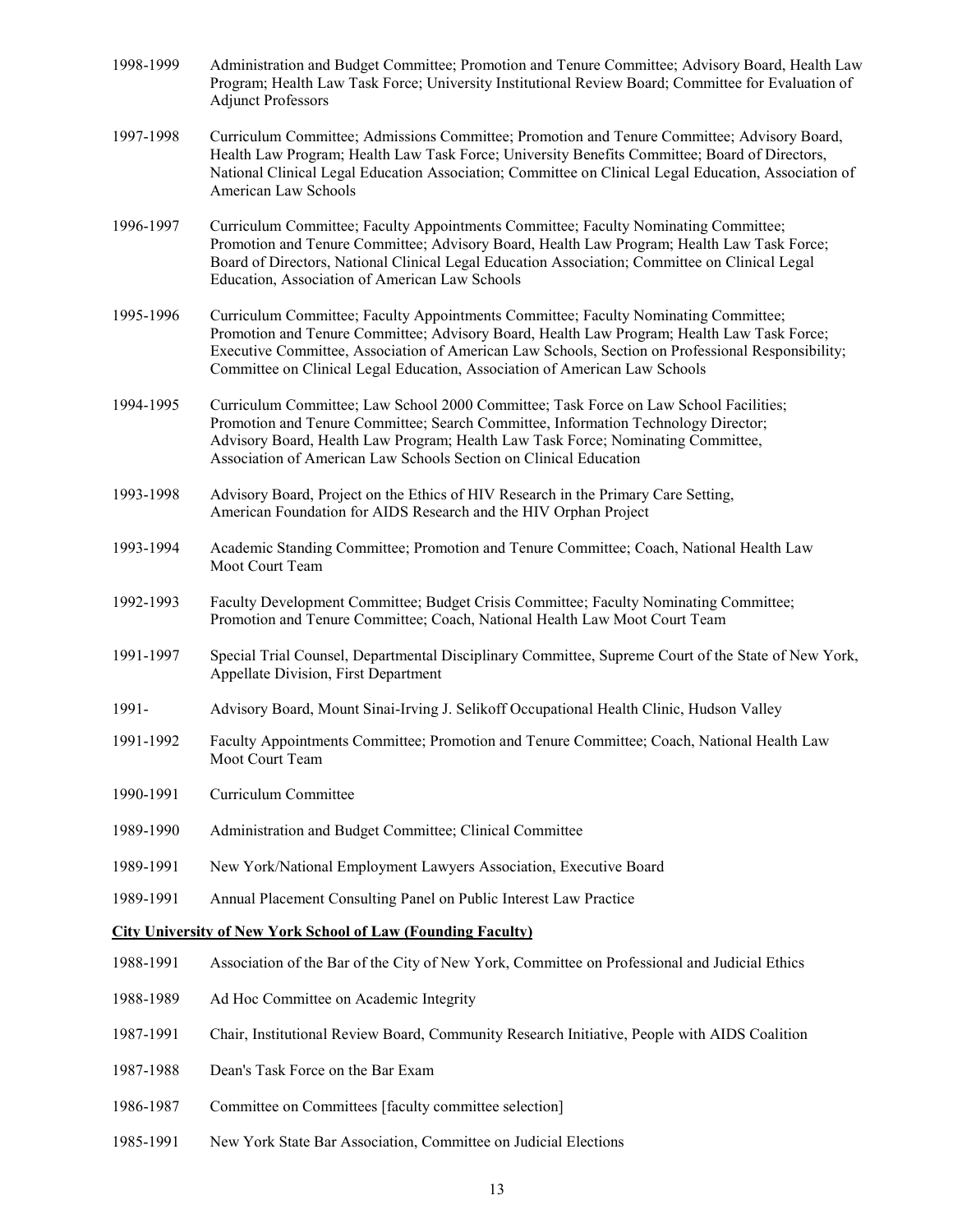1998-1999 Administration and Budget Committee; Promotion and Tenure Committee; Advisory Board, Health Law Program; Health Law Task Force; University Institutional Review Board; Committee for Evaluation of Adjunct Professors

1997-1998 Curriculum Committee; Admissions Committee; Promotion and Tenure Committee; Advisory Board, Health Law Program; Health Law Task Force; University Benefits Committee; Board of Directors, National Clinical Legal Education Association; Committee on Clinical Legal Education, Association of American Law Schools

1996-1997 Curriculum Committee; Faculty Appointments Committee; Faculty Nominating Committee; Promotion and Tenure Committee; Advisory Board, Health Law Program; Health Law Task Force; Board of Directors, National Clinical Legal Education Association; Committee on Clinical Legal Education, Association of American Law Schools

1995-1996 Curriculum Committee; Faculty Appointments Committee; Faculty Nominating Committee; Promotion and Tenure Committee; Advisory Board, Health Law Program; Health Law Task Force; Executive Committee, Association of American Law Schools, Section on Professional Responsibility; Committee on Clinical Legal Education, Association of American Law Schools

1994-1995 Curriculum Committee; Law School 2000 Committee; Task Force on Law School Facilities; Promotion and Tenure Committee; Search Committee, Information Technology Director; Advisory Board, Health Law Program; Health Law Task Force; Nominating Committee, Association of American Law Schools Section on Clinical Education

1993-1998 Advisory Board, Project on the Ethics of HIV Research in the Primary Care Setting, American Foundation for AIDS Research and the HIV Orphan Project

1993-1994 Academic Standing Committee; Promotion and Tenure Committee; Coach, National Health Law Moot Court Team

1992-1993 Faculty Development Committee; Budget Crisis Committee; Faculty Nominating Committee; Promotion and Tenure Committee; Coach, National Health Law Moot Court Team

1991-1997 Special Trial Counsel, Departmental Disciplinary Committee, Supreme Court of the State of New York, Appellate Division, First Department

1991- Advisory Board, Mount Sinai-Irving J. Selikoff Occupational Health Clinic, Hudson Valley

1991-1992 Faculty Appointments Committee; Promotion and Tenure Committee; Coach, National Health Law Moot Court Team

1990-1991 Curriculum Committee

1989-1990 Administration and Budget Committee; Clinical Committee

1989-1991 New York/National Employment Lawyers Association, Executive Board

1989-1991 Annual Placement Consulting Panel on Public Interest Law Practice

**City University of New York School of Law (Founding Faculty)**

1988-1991 Association of the Bar of the City of New York, Committee on Professional and Judicial Ethics

1988-1989 Ad Hoc Committee on Academic Integrity

1987-1991 Chair, Institutional Review Board, Community Research Initiative, People with AIDS Coalition

1987-1988 Dean's Task Force on the Bar Exam

1986-1987 Committee on Committees [faculty committee selection]

1985-1991 New York State Bar Association, Committee on Judicial Elections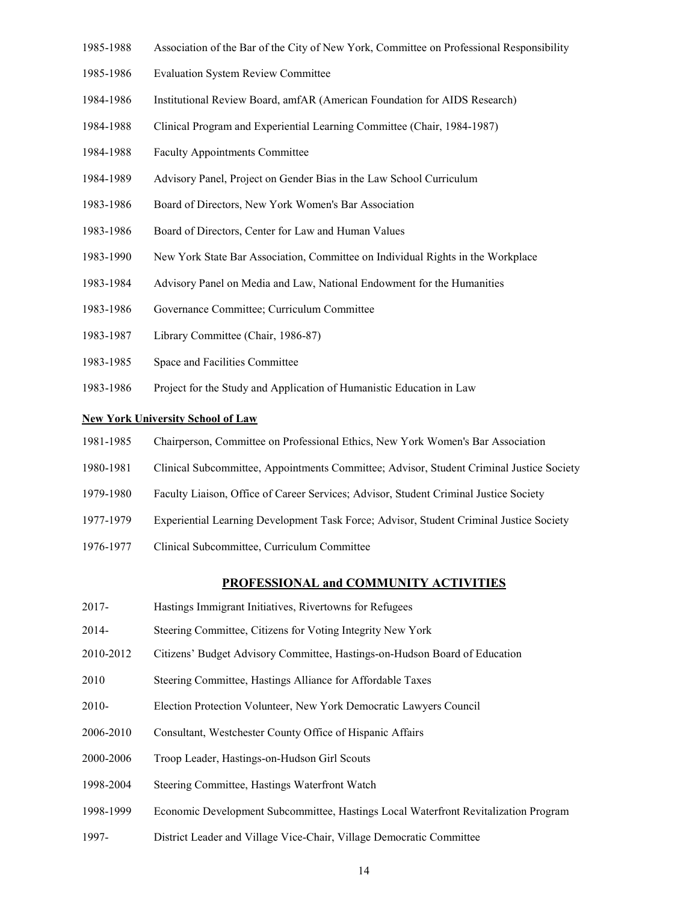1985-1988 Association of the Bar of the City of New York, Committee on Professional Responsibility

1985-1986 Evaluation System Review Committee

1984-1986 Institutional Review Board, amfAR (American Foundation for AIDS Research)

1984-1988 Clinical Program and Experiential Learning Committee (Chair, 1984-1987)

1984-1988 Faculty Appointments Committee

1984-1989 Advisory Panel, Project on Gender Bias in the Law School Curriculum

1983-1986 Board of Directors, New York Women's Bar Association

1983-1986 Board of Directors, Center for Law and Human Values

1983-1990 New York State Bar Association, Committee on Individual Rights in the Workplace

1983-1984 Advisory Panel on Media and Law, National Endowment for the Humanities

1983-1986 Governance Committee; Curriculum Committee

1983-1987 Library Committee (Chair, 1986-87)

1983-1985 Space and Facilities Committee

1983-1986 Project for the Study and Application of Humanistic Education in Law

**New York University School of Law**

1981-1985 Chairperson, Committee on Professional Ethics, New York Women's Bar Association

1980-1981 Clinical Subcommittee, Appointments Committee; Advisor, Student Criminal Justice Society

1979-1980 Faculty Liaison, Office of Career Services; Advisor, Student Criminal Justice Society

1977-1979 Experiential Learning Development Task Force; Advisor, Student Criminal Justice Society

1976-1977 Clinical Subcommittee, Curriculum Committee

## PROFESSIONAL and COMMUNITY ACTIVITIES

2017- Hastings Immigrant Initiatives, Rivertowns for Refugees

2014- Steering Committee, Citizens for Voting Integrity New York

2010-2012 Citizens' Budget Advisory Committee, Hastings-on-Hudson Board of Education

2010 Steering Committee, Hastings Alliance for Affordable Taxes

2010- Election Protection Volunteer, New York Democratic Lawyers Council

2006-2010 Consultant, Westchester County Office of Hispanic Affairs

2000-2006 Troop Leader, Hastings-on-Hudson Girl Scouts

1998-2004 Steering Committee, Hastings Waterfront Watch

1998-1999 Economic Development Subcommittee, Hastings Local Waterfront Revitalization Program

1997- District Leader and Village Vice-Chair, Village Democratic Committee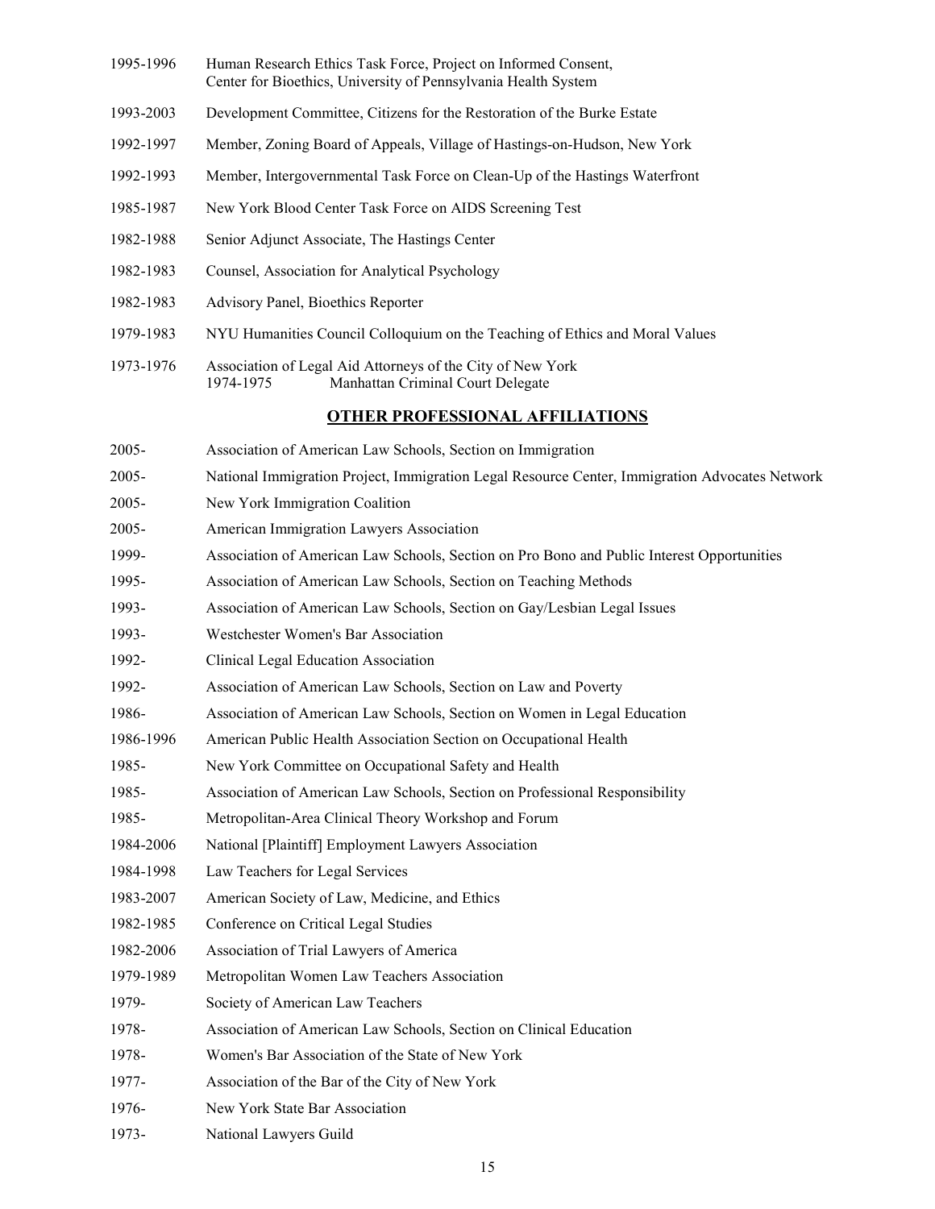| | |
|---|---|
| 1995-1996 | Human Research Ethics Task Force, Project on Informed Consent, Center for Bioethics, University of Pennsylvania Health System |
| 1993-2003 | Development Committee, Citizens for the Restoration of the Burke Estate |
| 1992-1997 | Member, Zoning Board of Appeals, Village of Hastings-on-Hudson, New York |
| 1992-1993 | Member, Intergovernmental Task Force on Clean-Up of the Hastings Waterfront |
| 1985-1987 | New York Blood Center Task Force on AIDS Screening Test |
| 1982-1988 | Senior Adjunct Associate, The Hastings Center |
| 1982-1983 | Counsel, Association for Analytical Psychology |
| 1982-1983 | Advisory Panel, Bioethics Reporter |
| 1979-1983 | NYU Humanities Council Colloquium on the Teaching of Ethics and Moral Values |
| 1973-1976 | Association of Legal Aid Attorneys of the City of New York<br>1974-1975 Manhattan Criminal Court Delegate |

## OTHER PROFESSIONAL AFFILIATIONS

| | |
|---|---|
| 2005- | Association of American Law Schools, Section on Immigration |
| 2005- | National Immigration Project, Immigration Legal Resource Center, Immigration Advocates Network |
| 2005- | New York Immigration Coalition |
| 2005- | American Immigration Lawyers Association |
| 1999- | Association of American Law Schools, Section on Pro Bono and Public Interest Opportunities |
| 1995- | Association of American Law Schools, Section on Teaching Methods |
| 1993- | Association of American Law Schools, Section on Gay/Lesbian Legal Issues |
| 1993- | Westchester Women's Bar Association |
| 1992- | Clinical Legal Education Association |
| 1992- | Association of American Law Schools, Section on Law and Poverty |
| 1986- | Association of American Law Schools, Section on Women in Legal Education |
| 1986-1996 | American Public Health Association Section on Occupational Health |
| 1985- | New York Committee on Occupational Safety and Health |
| 1985- | Association of American Law Schools, Section on Professional Responsibility |
| 1985- | Metropolitan-Area Clinical Theory Workshop and Forum |
| 1984-2006 | National [Plaintiff] Employment Lawyers Association |
| 1984-1998 | Law Teachers for Legal Services |
| 1983-2007 | American Society of Law, Medicine, and Ethics |
| 1982-1985 | Conference on Critical Legal Studies |
| 1982-2006 | Association of Trial Lawyers of America |
| 1979-1989 | Metropolitan Women Law Teachers Association |
| 1979- | Society of American Law Teachers |
| 1978- | Association of American Law Schools, Section on Clinical Education |
| 1978- | Women's Bar Association of the State of New York |
| 1977- | Association of the Bar of the City of New York |
| 1976- | New York State Bar Association |
| 1973- | National Lawyers Guild |